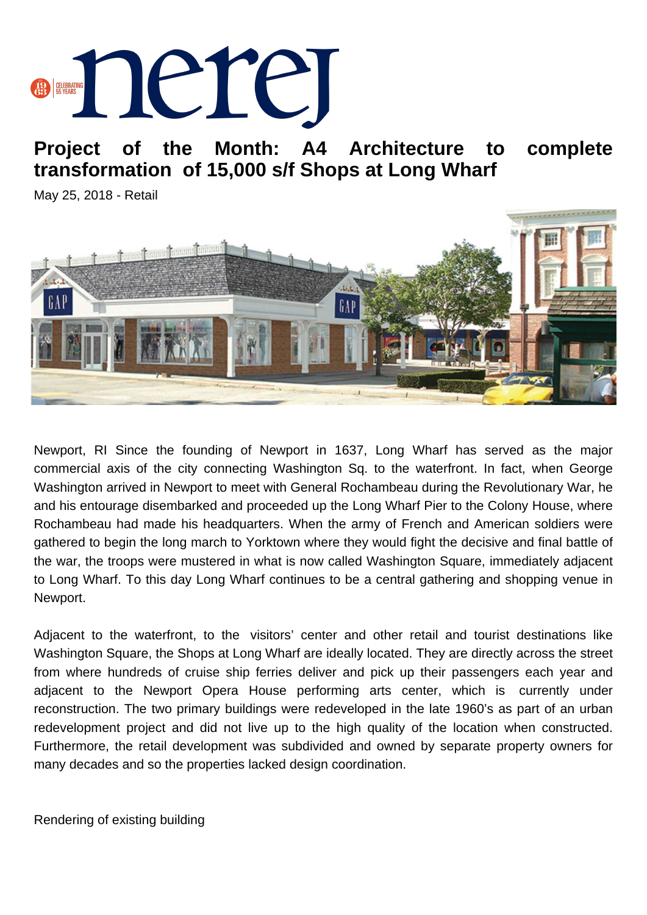# Project of the Month: A4 Architecture to complete transformation of 15,000 s/f Shops at Long Wharf

May 25, 2018 - Retail

Newport, RI Since the founding of Newport in 1637, Long Wharf has served as the major commercial axis of the city connecting Washington Sq. to the waterfront. In fact, when George Washington arrived in Newport to meet with General Rochambeau during the Revolutionary War, he and his entourage disembarked and proceeded up the Long Wharf Pier to the Colony House, where Rochambeau had made his headquarters. When the army of French and American soldiers were gathered to begin the long march to Yorktown where they would fight the decisive and final battle of the war, the troops were mustered in what is now called Washington Square, immediately adjacent to Long Wharf. To this day Long Wharf continues to be a central gathering and shopping venue in Newport.

Adjacent to the waterfront, to the visitors' center and other retail and tourist destinations like Washington Square, the Shops at Long Wharf are ideally located. They are directly across the street from where hundreds of cruise ship ferries deliver and pick up their passengers each year and adjacent to the Newport Opera House performing arts center, which is currently under reconstruction. The two primary buildings were redeveloped in the late 1960's as part of an urban redevelopment project and did not live up to the high quality of the location when constructed. Furthermore, the retail development was subdivided and owned by separate property owners for many decades and so the properties lacked design coordination.

Rendering of existing building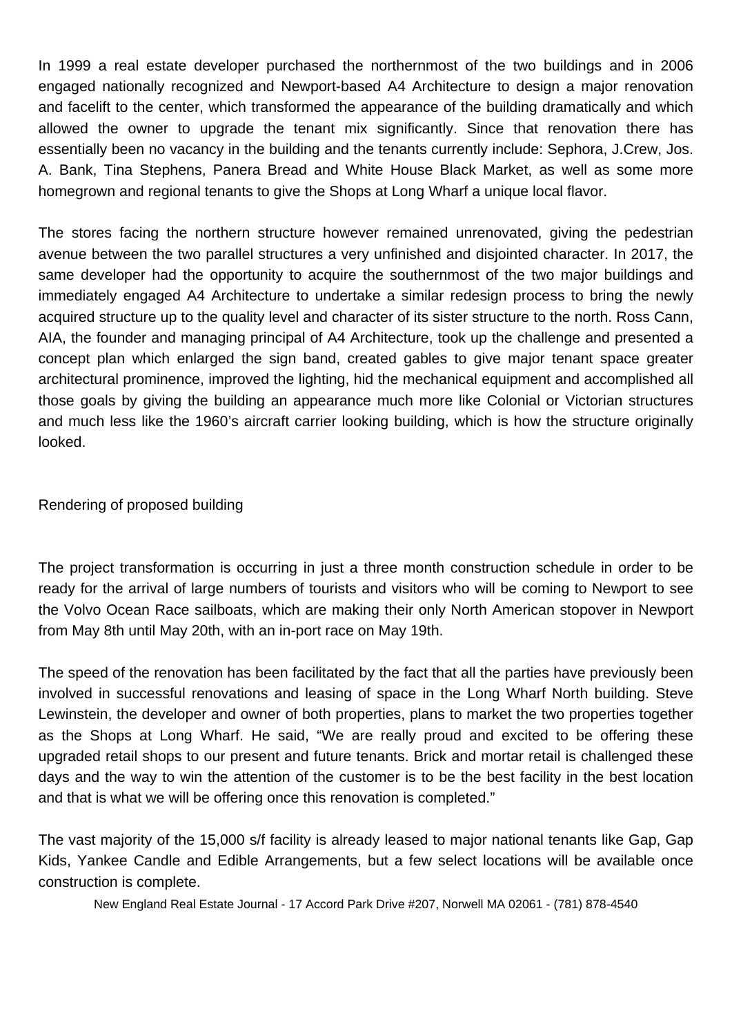In 1999 a real estate developer purchased the northernmost of the two buildings and in 2006 engaged nationally recognized and Newport-based A4 Architecture to design a major renovation and facelift to the center, which transformed the appearance of the building dramatically and which allowed the owner to upgrade the tenant mix significantly. Since that renovation there has essentially been no vacancy in the building and the tenants currently include: Sephora, J.Crew, Jos. A. Bank, Tina Stephens, Panera Bread and White House Black Market, as well as some more homegrown and regional tenants to give the Shops at Long Wharf a unique local flavor.

The stores facing the northern structure however remained unrenovated, giving the pedestrian avenue between the two parallel structures a very unfinished and disjointed character. In 2017, the same developer had the opportunity to acquire the southernmost of the two major buildings and immediately engaged A4 Architecture to undertake a similar redesign process to bring the newly acquired structure up to the quality level and character of its sister structure to the north. Ross Cann, AIA, the founder and managing principal of A4 Architecture, took up the challenge and presented a concept plan which enlarged the sign band, created gables to give major tenant space greater architectural prominence, improved the lighting, hid the mechanical equipment and accomplished all those goals by giving the building an appearance much more like Colonial or Victorian structures and much less like the 1960's aircraft carrier looking building, which is how the structure originally looked.

Rendering of proposed building

The project transformation is occurring in just a three month construction schedule in order to be ready for the arrival of large numbers of tourists and visitors who will be coming to Newport to see the Volvo Ocean Race sailboats, which are making their only North American stopover in Newport from May 8th until May 20th, with an in-port race on May 19th.

The speed of the renovation has been facilitated by the fact that all the parties have previously been involved in successful renovations and leasing of space in the Long Wharf North building. Steve Lewinstein, the developer and owner of both properties, plans to market the two properties together as the Shops at Long Wharf. He said, "We are really proud and excited to be offering these upgraded retail shops to our present and future tenants. Brick and mortar retail is challenged these days and the way to win the attention of the customer is to be the best facility in the best location and that is what we will be offering once this renovation is completed."

The vast majority of the 15,000 s/f facility is already leased to major national tenants like Gap, Gap Kids, Yankee Candle and Edible Arrangements, but a few select locations will be available once construction is complete.